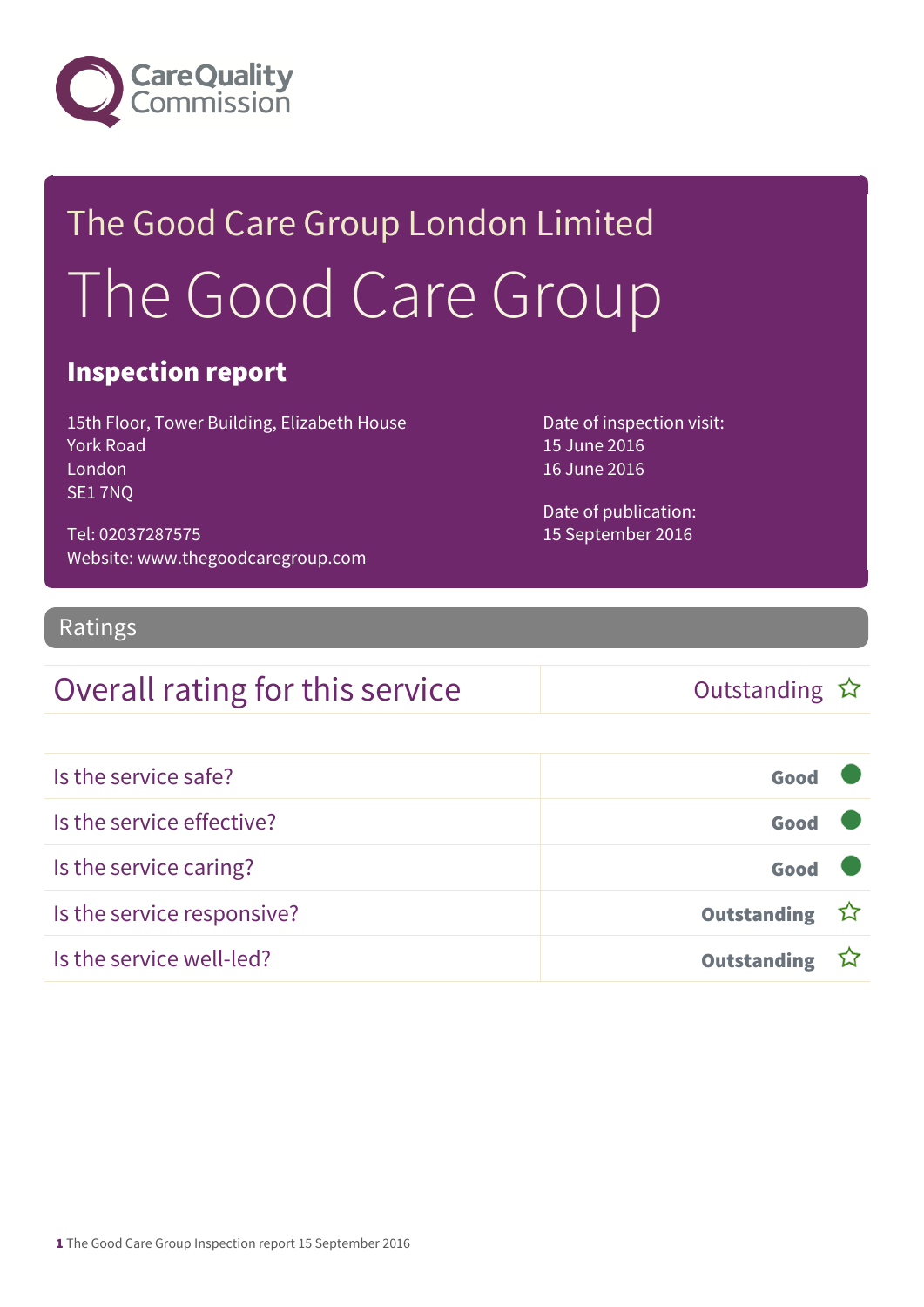Care Quality Commission

# The Good Care Group London Limited

# The Good Care Group

## Inspection report

15th Floor, Tower Building, Elizabeth House
York Road
London
SE1 7NQ

Tel: 02037287575
Website: www.thegoodcaregroup.com

Date of inspection visit:
15 June 2016
16 June 2016

Date of publication:
15 September 2016

## Ratings

| Overall rating for this service | Outstanding ☆ |
|---|---|

| | |
|---|---|
| Is the service safe? | Good |
| Is the service effective? | Good |
| Is the service caring? | Good |
| Is the service responsive? | Outstanding ☆ |
| Is the service well-led? | Outstanding ☆ |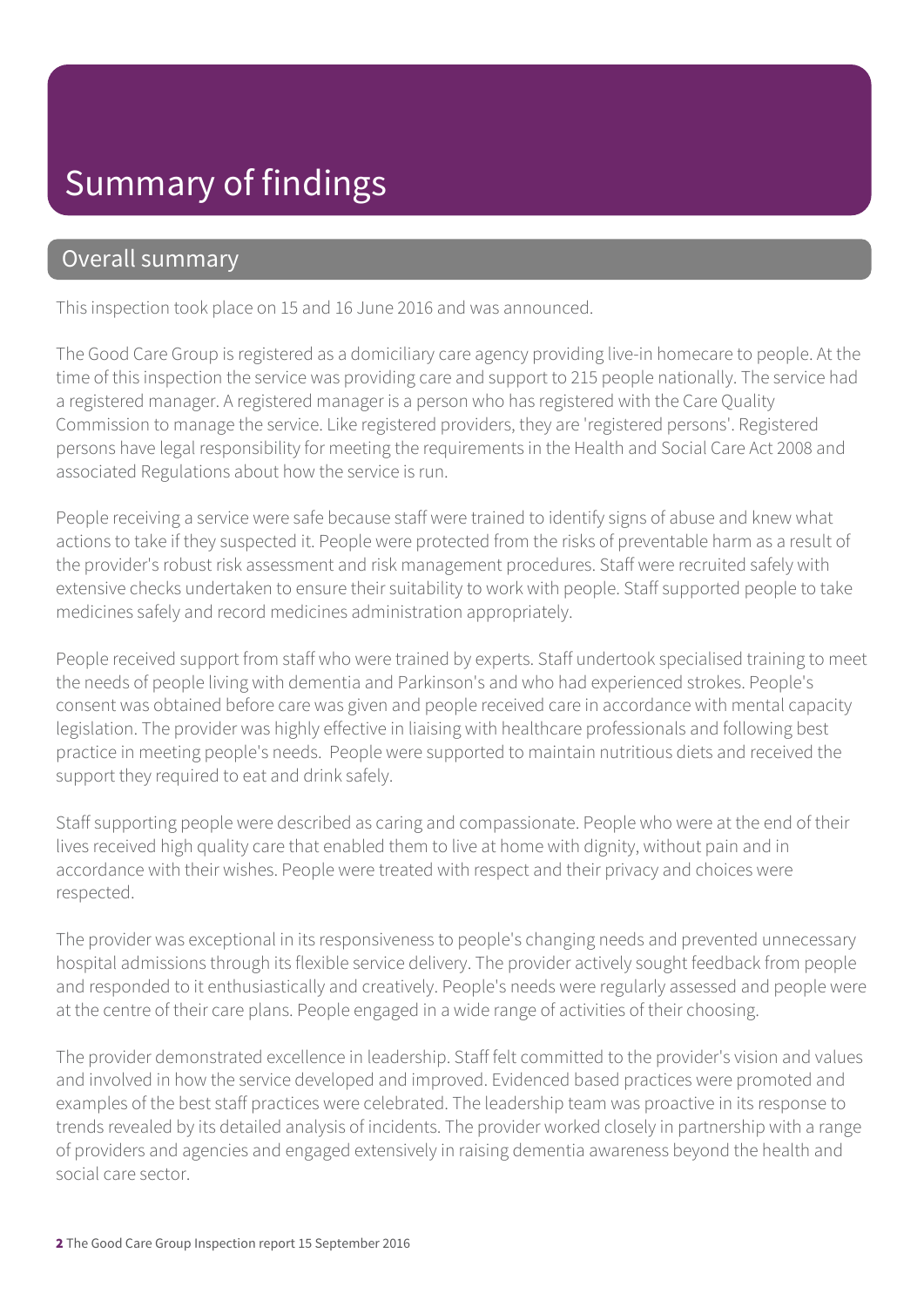# Summary of findings

## Overall summary

This inspection took place on 15 and 16 June 2016 and was announced.

The Good Care Group is registered as a domiciliary care agency providing live-in homecare to people. At the time of this inspection the service was providing care and support to 215 people nationally. The service had a registered manager. A registered manager is a person who has registered with the Care Quality Commission to manage the service. Like registered providers, they are 'registered persons'. Registered persons have legal responsibility for meeting the requirements in the Health and Social Care Act 2008 and associated Regulations about how the service is run.

People receiving a service were safe because staff were trained to identify signs of abuse and knew what actions to take if they suspected it. People were protected from the risks of preventable harm as a result of the provider's robust risk assessment and risk management procedures. Staff were recruited safely with extensive checks undertaken to ensure their suitability to work with people. Staff supported people to take medicines safely and record medicines administration appropriately.

People received support from staff who were trained by experts. Staff undertook specialised training to meet the needs of people living with dementia and Parkinson's and who had experienced strokes. People's consent was obtained before care was given and people received care in accordance with mental capacity legislation. The provider was highly effective in liaising with healthcare professionals and following best practice in meeting people's needs. People were supported to maintain nutritious diets and received the support they required to eat and drink safely.

Staff supporting people were described as caring and compassionate. People who were at the end of their lives received high quality care that enabled them to live at home with dignity, without pain and in accordance with their wishes. People were treated with respect and their privacy and choices were respected.

The provider was exceptional in its responsiveness to people's changing needs and prevented unnecessary hospital admissions through its flexible service delivery. The provider actively sought feedback from people and responded to it enthusiastically and creatively. People's needs were regularly assessed and people were at the centre of their care plans. People engaged in a wide range of activities of their choosing.

The provider demonstrated excellence in leadership. Staff felt committed to the provider's vision and values and involved in how the service developed and improved. Evidenced based practices were promoted and examples of the best staff practices were celebrated. The leadership team was proactive in its response to trends revealed by its detailed analysis of incidents. The provider worked closely in partnership with a range of providers and agencies and engaged extensively in raising dementia awareness beyond the health and social care sector.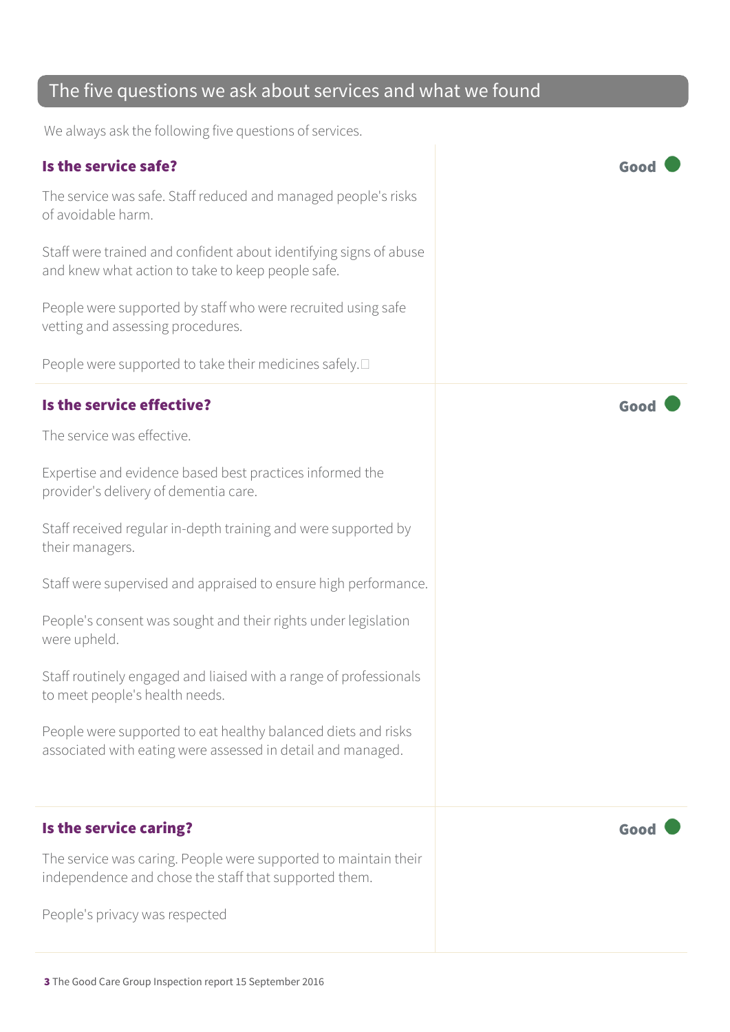## The five questions we ask about services and what we found

We always ask the following five questions of services.

### Is the service safe?

**Good**

The service was safe. Staff reduced and managed people's risks of avoidable harm.

Staff were trained and confident about identifying signs of abuse and knew what action to take to keep people safe.

People were supported by staff who were recruited using safe vetting and assessing procedures.

People were supported to take their medicines safely.

### Is the service effective?

**Good**

The service was effective.

Expertise and evidence based best practices informed the provider's delivery of dementia care.

Staff received regular in-depth training and were supported by their managers.

Staff were supervised and appraised to ensure high performance.

People's consent was sought and their rights under legislation were upheld.

Staff routinely engaged and liaised with a range of professionals to meet people's health needs.

People were supported to eat healthy balanced diets and risks associated with eating were assessed in detail and managed.

### Is the service caring?

**Good**

The service was caring. People were supported to maintain their independence and chose the staff that supported them.

People's privacy was respected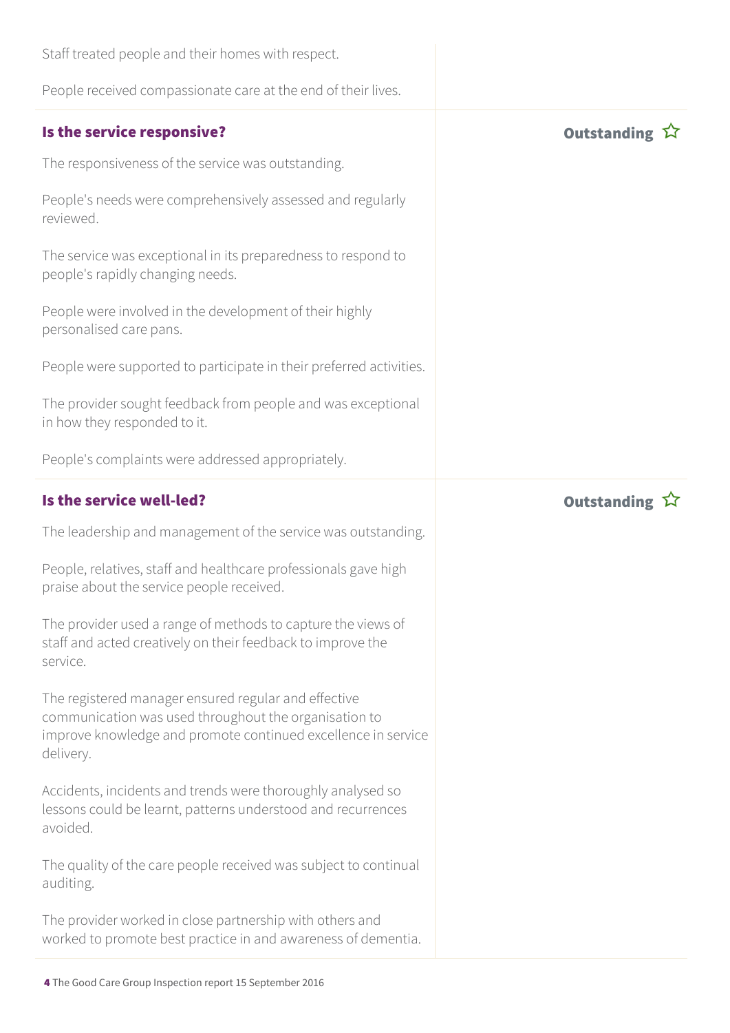Staff treated people and their homes with respect.

People received compassionate care at the end of their lives.

### Is the service responsive?

**Outstanding ☆**

The responsiveness of the service was outstanding.

People's needs were comprehensively assessed and regularly reviewed.

The service was exceptional in its preparedness to respond to people's rapidly changing needs.

People were involved in the development of their highly personalised care pans.

People were supported to participate in their preferred activities.

The provider sought feedback from people and was exceptional in how they responded to it.

People's complaints were addressed appropriately.

### Is the service well-led?

**Outstanding ☆**

The leadership and management of the service was outstanding.

People, relatives, staff and healthcare professionals gave high praise about the service people received.

The provider used a range of methods to capture the views of staff and acted creatively on their feedback to improve the service.

The registered manager ensured regular and effective communication was used throughout the organisation to improve knowledge and promote continued excellence in service delivery.

Accidents, incidents and trends were thoroughly analysed so lessons could be learnt, patterns understood and recurrences avoided.

The quality of the care people received was subject to continual auditing.

The provider worked in close partnership with others and worked to promote best practice in and awareness of dementia.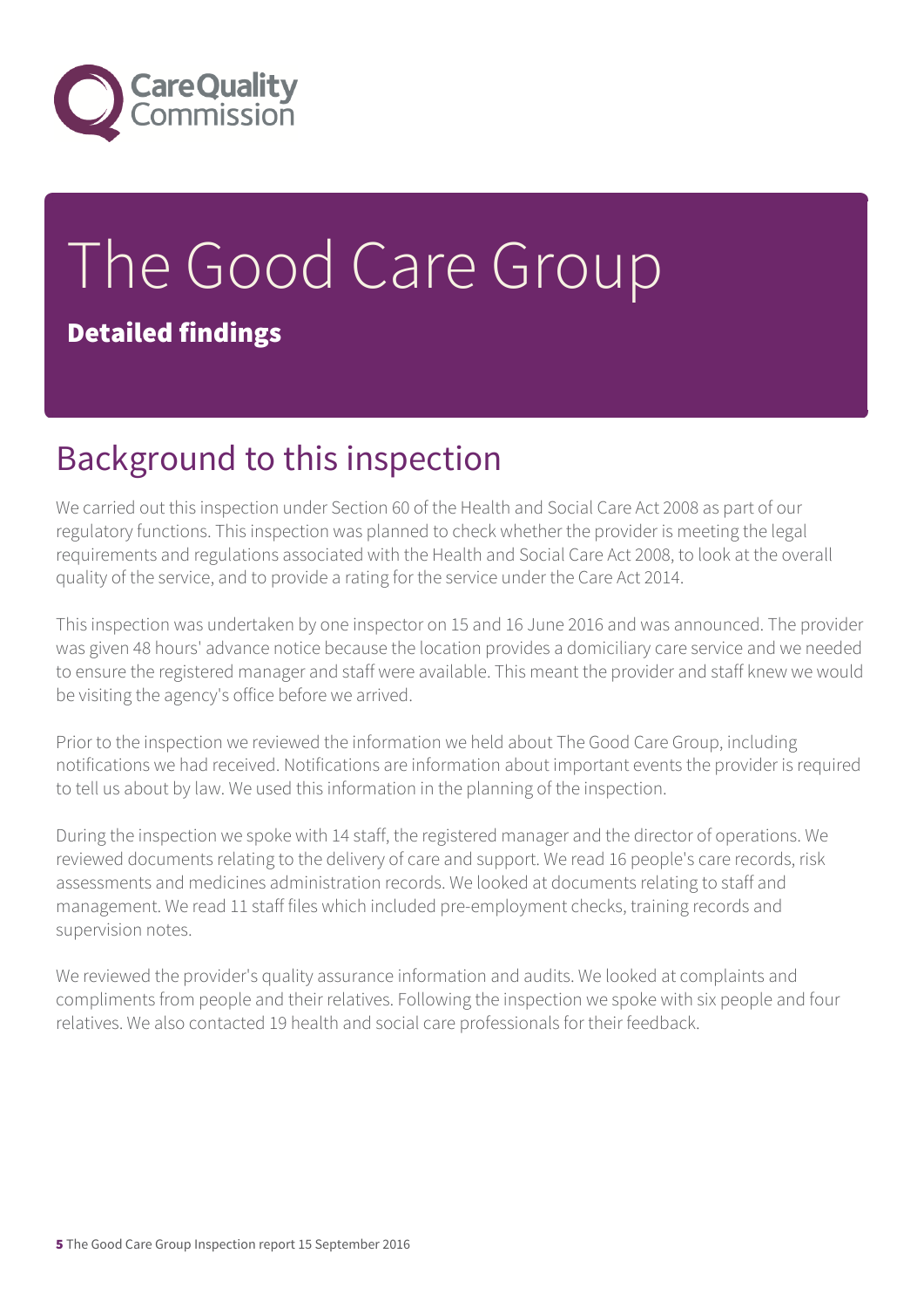# The Good Care Group

**Detailed findings**

## Background to this inspection

We carried out this inspection under Section 60 of the Health and Social Care Act 2008 as part of our regulatory functions. This inspection was planned to check whether the provider is meeting the legal requirements and regulations associated with the Health and Social Care Act 2008, to look at the overall quality of the service, and to provide a rating for the service under the Care Act 2014.

This inspection was undertaken by one inspector on 15 and 16 June 2016 and was announced. The provider was given 48 hours' advance notice because the location provides a domiciliary care service and we needed to ensure the registered manager and staff were available. This meant the provider and staff knew we would be visiting the agency's office before we arrived.

Prior to the inspection we reviewed the information we held about The Good Care Group, including notifications we had received. Notifications are information about important events the provider is required to tell us about by law. We used this information in the planning of the inspection.

During the inspection we spoke with 14 staff, the registered manager and the director of operations. We reviewed documents relating to the delivery of care and support. We read 16 people's care records, risk assessments and medicines administration records. We looked at documents relating to staff and management. We read 11 staff files which included pre-employment checks, training records and supervision notes.

We reviewed the provider's quality assurance information and audits. We looked at complaints and compliments from people and their relatives. Following the inspection we spoke with six people and four relatives. We also contacted 19 health and social care professionals for their feedback.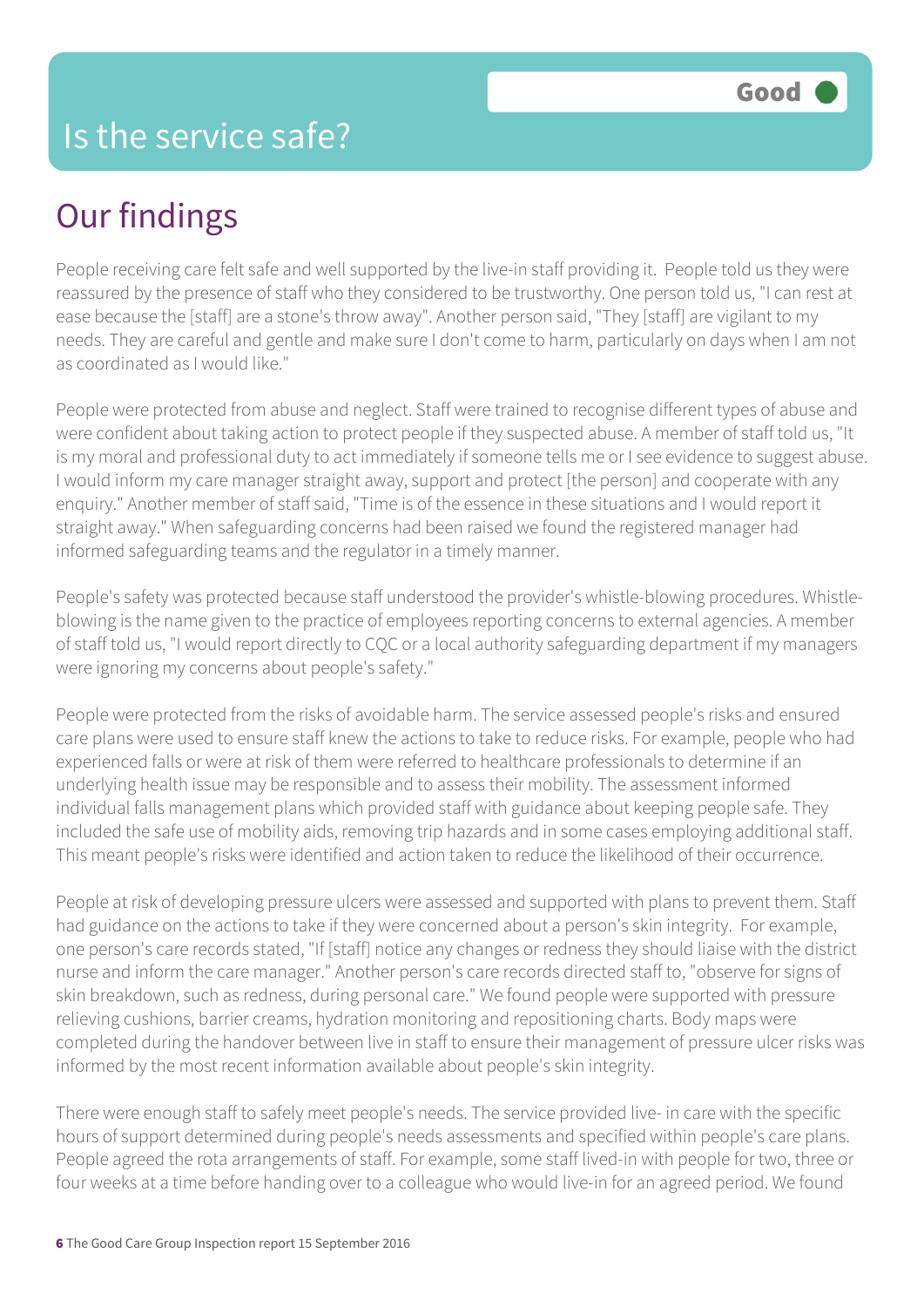# Is the service safe?

**Good**

## Our findings

People receiving care felt safe and well supported by the live-in staff providing it. People told us they were reassured by the presence of staff who they considered to be trustworthy. One person told us, "I can rest at ease because the [staff] are a stone's throw away". Another person said, "They [staff] are vigilant to my needs. They are careful and gentle and make sure I don't come to harm, particularly on days when I am not as coordinated as I would like."

People were protected from abuse and neglect. Staff were trained to recognise different types of abuse and were confident about taking action to protect people if they suspected abuse. A member of staff told us, "It is my moral and professional duty to act immediately if someone tells me or I see evidence to suggest abuse. I would inform my care manager straight away, support and protect [the person] and cooperate with any enquiry." Another member of staff said, "Time is of the essence in these situations and I would report it straight away." When safeguarding concerns had been raised we found the registered manager had informed safeguarding teams and the regulator in a timely manner.

People's safety was protected because staff understood the provider's whistle-blowing procedures. Whistle-blowing is the name given to the practice of employees reporting concerns to external agencies. A member of staff told us, "I would report directly to CQC or a local authority safeguarding department if my managers were ignoring my concerns about people's safety."

People were protected from the risks of avoidable harm. The service assessed people's risks and ensured care plans were used to ensure staff knew the actions to take to reduce risks. For example, people who had experienced falls or were at risk of them were referred to healthcare professionals to determine if an underlying health issue may be responsible and to assess their mobility. The assessment informed individual falls management plans which provided staff with guidance about keeping people safe. They included the safe use of mobility aids, removing trip hazards and in some cases employing additional staff. This meant people's risks were identified and action taken to reduce the likelihood of their occurrence.

People at risk of developing pressure ulcers were assessed and supported with plans to prevent them. Staff had guidance on the actions to take if they were concerned about a person's skin integrity. For example, one person's care records stated, "If [staff] notice any changes or redness they should liaise with the district nurse and inform the care manager." Another person's care records directed staff to, "observe for signs of skin breakdown, such as redness, during personal care." We found people were supported with pressure relieving cushions, barrier creams, hydration monitoring and repositioning charts. Body maps were completed during the handover between live in staff to ensure their management of pressure ulcer risks was informed by the most recent information available about people's skin integrity.

There were enough staff to safely meet people's needs. The service provided live- in care with the specific hours of support determined during people's needs assessments and specified within people's care plans. People agreed the rota arrangements of staff. For example, some staff lived-in with people for two, three or four weeks at a time before handing over to a colleague who would live-in for an agreed period. We found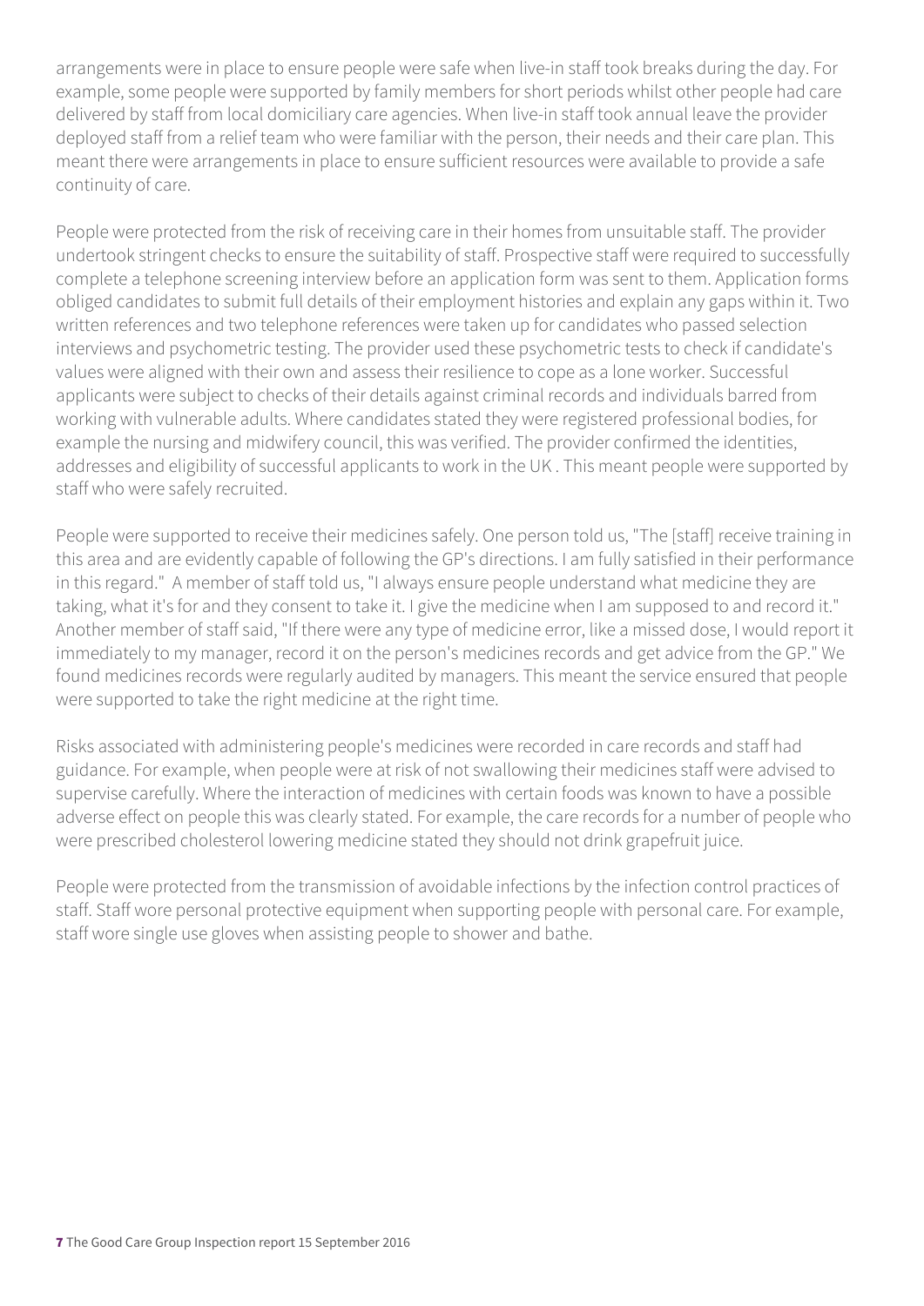arrangements were in place to ensure people were safe when live-in staff took breaks during the day. For example, some people were supported by family members for short periods whilst other people had care delivered by staff from local domiciliary care agencies. When live-in staff took annual leave the provider deployed staff from a relief team who were familiar with the person, their needs and their care plan. This meant there were arrangements in place to ensure sufficient resources were available to provide a safe continuity of care.

People were protected from the risk of receiving care in their homes from unsuitable staff. The provider undertook stringent checks to ensure the suitability of staff. Prospective staff were required to successfully complete a telephone screening interview before an application form was sent to them. Application forms obliged candidates to submit full details of their employment histories and explain any gaps within it. Two written references and two telephone references were taken up for candidates who passed selection interviews and psychometric testing. The provider used these psychometric tests to check if candidate's values were aligned with their own and assess their resilience to cope as a lone worker. Successful applicants were subject to checks of their details against criminal records and individuals barred from working with vulnerable adults. Where candidates stated they were registered professional bodies, for example the nursing and midwifery council, this was verified. The provider confirmed the identities, addresses and eligibility of successful applicants to work in the UK . This meant people were supported by staff who were safely recruited.

People were supported to receive their medicines safely. One person told us, "The [staff] receive training in this area and are evidently capable of following the GP's directions. I am fully satisfied in their performance in this regard." A member of staff told us, "I always ensure people understand what medicine they are taking, what it's for and they consent to take it. I give the medicine when I am supposed to and record it." Another member of staff said, "If there were any type of medicine error, like a missed dose, I would report it immediately to my manager, record it on the person's medicines records and get advice from the GP." We found medicines records were regularly audited by managers. This meant the service ensured that people were supported to take the right medicine at the right time.

Risks associated with administering people's medicines were recorded in care records and staff had guidance. For example, when people were at risk of not swallowing their medicines staff were advised to supervise carefully. Where the interaction of medicines with certain foods was known to have a possible adverse effect on people this was clearly stated. For example, the care records for a number of people who were prescribed cholesterol lowering medicine stated they should not drink grapefruit juice.

People were protected from the transmission of avoidable infections by the infection control practices of staff. Staff wore personal protective equipment when supporting people with personal care. For example, staff wore single use gloves when assisting people to shower and bathe.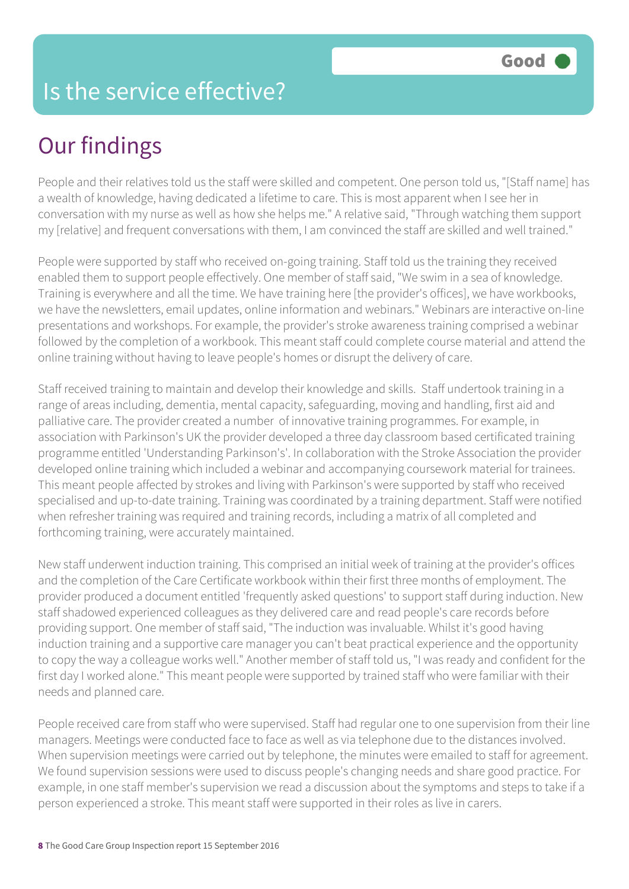# Is the service effective?

Good

## Our findings

People and their relatives told us the staff were skilled and competent. One person told us, "[Staff name] has a wealth of knowledge, having dedicated a lifetime to care. This is most apparent when I see her in conversation with my nurse as well as how she helps me." A relative said, "Through watching them support my [relative] and frequent conversations with them, I am convinced the staff are skilled and well trained."

People were supported by staff who received on-going training. Staff told us the training they received enabled them to support people effectively. One member of staff said, "We swim in a sea of knowledge. Training is everywhere and all the time. We have training here [the provider's offices], we have workbooks, we have the newsletters, email updates, online information and webinars." Webinars are interactive on-line presentations and workshops. For example, the provider's stroke awareness training comprised a webinar followed by the completion of a workbook. This meant staff could complete course material and attend the online training without having to leave people's homes or disrupt the delivery of care.

Staff received training to maintain and develop their knowledge and skills. Staff undertook training in a range of areas including, dementia, mental capacity, safeguarding, moving and handling, first aid and palliative care. The provider created a number of innovative training programmes. For example, in association with Parkinson's UK the provider developed a three day classroom based certificated training programme entitled 'Understanding Parkinson's'. In collaboration with the Stroke Association the provider developed online training which included a webinar and accompanying coursework material for trainees. This meant people affected by strokes and living with Parkinson's were supported by staff who received specialised and up-to-date training. Training was coordinated by a training department. Staff were notified when refresher training was required and training records, including a matrix of all completed and forthcoming training, were accurately maintained.

New staff underwent induction training. This comprised an initial week of training at the provider's offices and the completion of the Care Certificate workbook within their first three months of employment. The provider produced a document entitled 'frequently asked questions' to support staff during induction. New staff shadowed experienced colleagues as they delivered care and read people's care records before providing support. One member of staff said, "The induction was invaluable. Whilst it's good having induction training and a supportive care manager you can't beat practical experience and the opportunity to copy the way a colleague works well." Another member of staff told us, "I was ready and confident for the first day I worked alone." This meant people were supported by trained staff who were familiar with their needs and planned care.

People received care from staff who were supervised. Staff had regular one to one supervision from their line managers. Meetings were conducted face to face as well as via telephone due to the distances involved. When supervision meetings were carried out by telephone, the minutes were emailed to staff for agreement. We found supervision sessions were used to discuss people's changing needs and share good practice. For example, in one staff member's supervision we read a discussion about the symptoms and steps to take if a person experienced a stroke. This meant staff were supported in their roles as live in carers.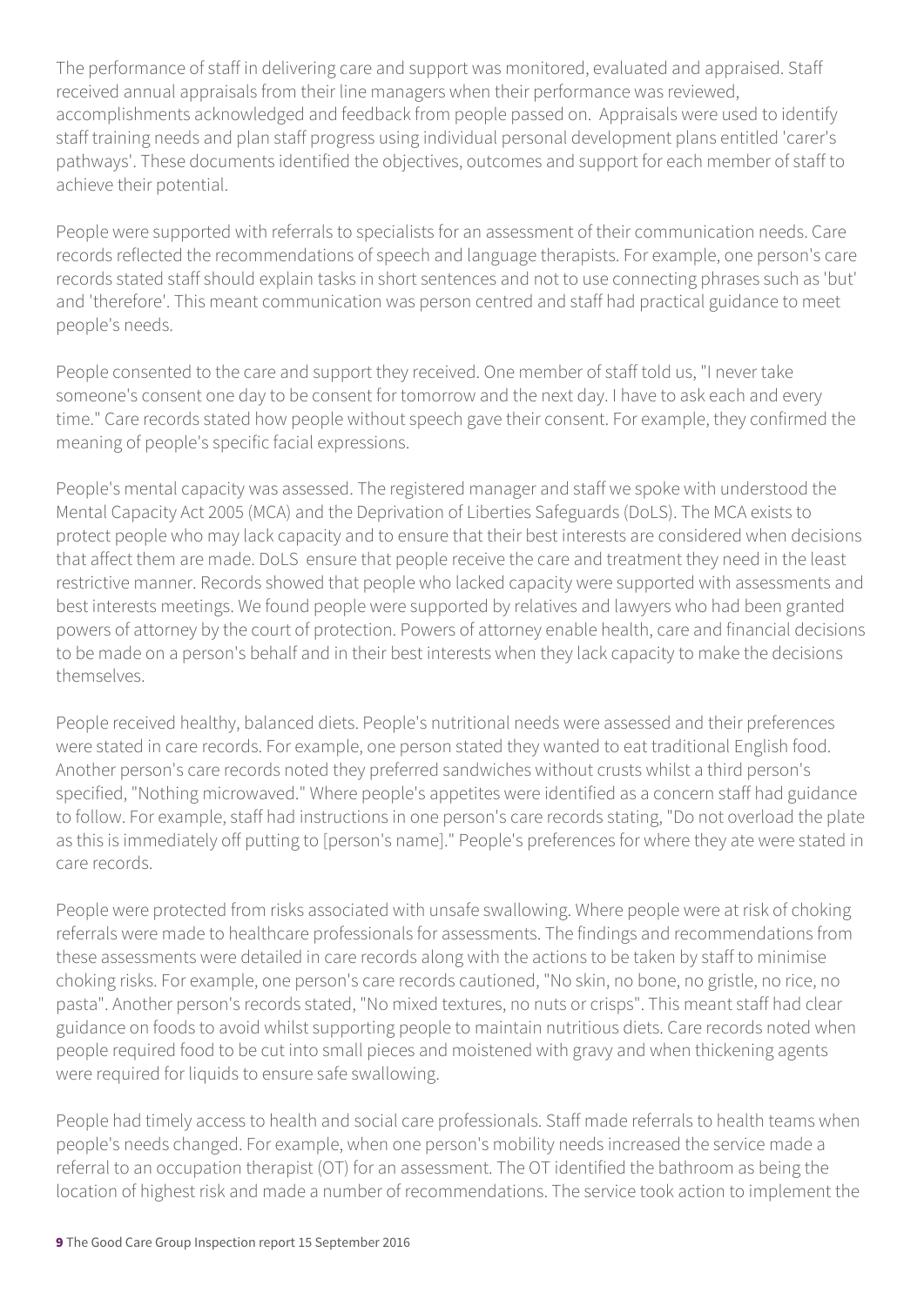The performance of staff in delivering care and support was monitored, evaluated and appraised. Staff received annual appraisals from their line managers when their performance was reviewed, accomplishments acknowledged and feedback from people passed on. Appraisals were used to identify staff training needs and plan staff progress using individual personal development plans entitled 'carer's pathways'. These documents identified the objectives, outcomes and support for each member of staff to achieve their potential.

People were supported with referrals to specialists for an assessment of their communication needs. Care records reflected the recommendations of speech and language therapists. For example, one person's care records stated staff should explain tasks in short sentences and not to use connecting phrases such as 'but' and 'therefore'. This meant communication was person centred and staff had practical guidance to meet people's needs.

People consented to the care and support they received. One member of staff told us, "I never take someone's consent one day to be consent for tomorrow and the next day. I have to ask each and every time." Care records stated how people without speech gave their consent. For example, they confirmed the meaning of people's specific facial expressions.

People's mental capacity was assessed. The registered manager and staff we spoke with understood the Mental Capacity Act 2005 (MCA) and the Deprivation of Liberties Safeguards (DoLS). The MCA exists to protect people who may lack capacity and to ensure that their best interests are considered when decisions that affect them are made. DoLS ensure that people receive the care and treatment they need in the least restrictive manner. Records showed that people who lacked capacity were supported with assessments and best interests meetings. We found people were supported by relatives and lawyers who had been granted powers of attorney by the court of protection. Powers of attorney enable health, care and financial decisions to be made on a person's behalf and in their best interests when they lack capacity to make the decisions themselves.

People received healthy, balanced diets. People's nutritional needs were assessed and their preferences were stated in care records. For example, one person stated they wanted to eat traditional English food. Another person's care records noted they preferred sandwiches without crusts whilst a third person's specified, "Nothing microwaved." Where people's appetites were identified as a concern staff had guidance to follow. For example, staff had instructions in one person's care records stating, "Do not overload the plate as this is immediately off putting to [person's name]." People's preferences for where they ate were stated in care records.

People were protected from risks associated with unsafe swallowing. Where people were at risk of choking referrals were made to healthcare professionals for assessments. The findings and recommendations from these assessments were detailed in care records along with the actions to be taken by staff to minimise choking risks. For example, one person's care records cautioned, "No skin, no bone, no gristle, no rice, no pasta". Another person's records stated, "No mixed textures, no nuts or crisps". This meant staff had clear guidance on foods to avoid whilst supporting people to maintain nutritious diets. Care records noted when people required food to be cut into small pieces and moistened with gravy and when thickening agents were required for liquids to ensure safe swallowing.

People had timely access to health and social care professionals. Staff made referrals to health teams when people's needs changed. For example, when one person's mobility needs increased the service made a referral to an occupation therapist (OT) for an assessment. The OT identified the bathroom as being the location of highest risk and made a number of recommendations. The service took action to implement the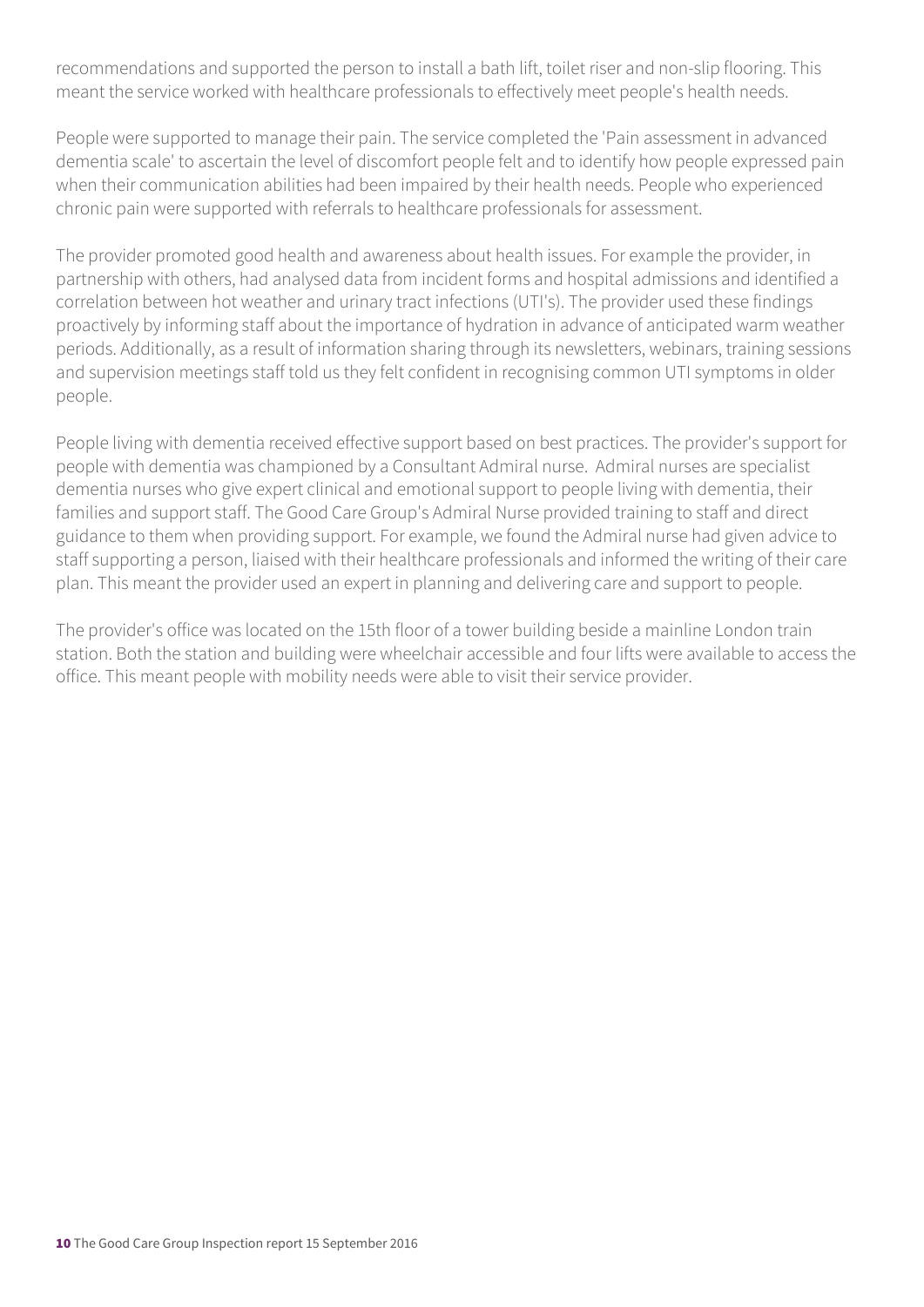recommendations and supported the person to install a bath lift, toilet riser and non-slip flooring. This meant the service worked with healthcare professionals to effectively meet people's health needs.

People were supported to manage their pain. The service completed the 'Pain assessment in advanced dementia scale' to ascertain the level of discomfort people felt and to identify how people expressed pain when their communication abilities had been impaired by their health needs. People who experienced chronic pain were supported with referrals to healthcare professionals for assessment.

The provider promoted good health and awareness about health issues. For example the provider, in partnership with others, had analysed data from incident forms and hospital admissions and identified a correlation between hot weather and urinary tract infections (UTI's). The provider used these findings proactively by informing staff about the importance of hydration in advance of anticipated warm weather periods. Additionally, as a result of information sharing through its newsletters, webinars, training sessions and supervision meetings staff told us they felt confident in recognising common UTI symptoms in older people.

People living with dementia received effective support based on best practices. The provider's support for people with dementia was championed by a Consultant Admiral nurse. Admiral nurses are specialist dementia nurses who give expert clinical and emotional support to people living with dementia, their families and support staff. The Good Care Group's Admiral Nurse provided training to staff and direct guidance to them when providing support. For example, we found the Admiral nurse had given advice to staff supporting a person, liaised with their healthcare professionals and informed the writing of their care plan. This meant the provider used an expert in planning and delivering care and support to people.

The provider's office was located on the 15th floor of a tower building beside a mainline London train station. Both the station and building were wheelchair accessible and four lifts were available to access the office. This meant people with mobility needs were able to visit their service provider.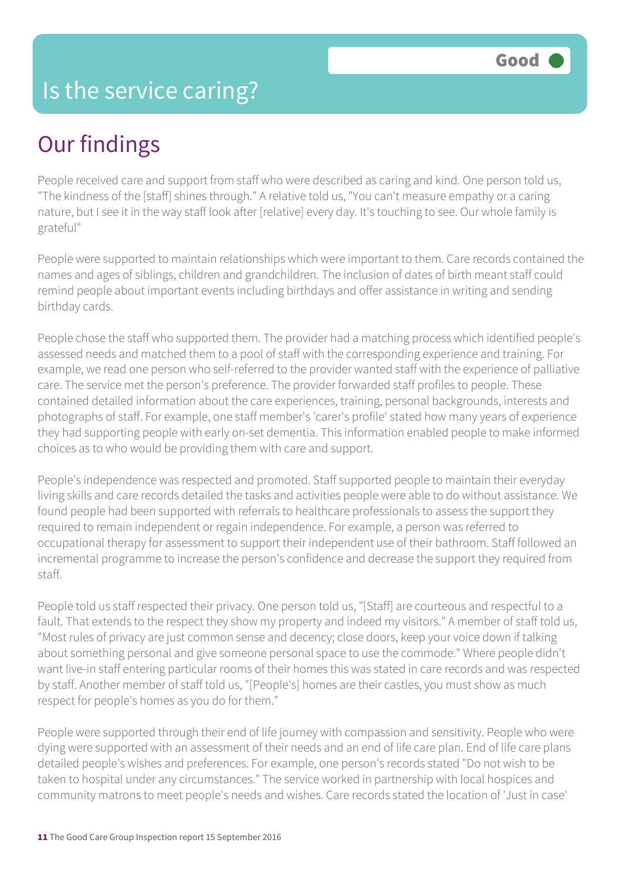# Is the service caring?

Good

## Our findings

People received care and support from staff who were described as caring and kind. One person told us, "The kindness of the [staff] shines through." A relative told us, "You can't measure empathy or a caring nature, but I see it in the way staff look after [relative] every day. It's touching to see. Our whole family is grateful"

People were supported to maintain relationships which were important to them. Care records contained the names and ages of siblings, children and grandchildren. The inclusion of dates of birth meant staff could remind people about important events including birthdays and offer assistance in writing and sending birthday cards.

People chose the staff who supported them. The provider had a matching process which identified people's assessed needs and matched them to a pool of staff with the corresponding experience and training. For example, we read one person who self-referred to the provider wanted staff with the experience of palliative care. The service met the person's preference. The provider forwarded staff profiles to people. These contained detailed information about the care experiences, training, personal backgrounds, interests and photographs of staff. For example, one staff member's 'carer's profile' stated how many years of experience they had supporting people with early on-set dementia. This information enabled people to make informed choices as to who would be providing them with care and support.

People's independence was respected and promoted. Staff supported people to maintain their everyday living skills and care records detailed the tasks and activities people were able to do without assistance. We found people had been supported with referrals to healthcare professionals to assess the support they required to remain independent or regain independence. For example, a person was referred to occupational therapy for assessment to support their independent use of their bathroom. Staff followed an incremental programme to increase the person's confidence and decrease the support they required from staff.

People told us staff respected their privacy. One person told us, "[Staff] are courteous and respectful to a fault. That extends to the respect they show my property and indeed my visitors." A member of staff told us, "Most rules of privacy are just common sense and decency; close doors, keep your voice down if talking about something personal and give someone personal space to use the commode." Where people didn't want live-in staff entering particular rooms of their homes this was stated in care records and was respected by staff. Another member of staff told us, "[People's] homes are their castles, you must show as much respect for people's homes as you do for them."

People were supported through their end of life journey with compassion and sensitivity. People who were dying were supported with an assessment of their needs and an end of life care plan. End of life care plans detailed people's wishes and preferences. For example, one person's records stated "Do not wish to be taken to hospital under any circumstances." The service worked in partnership with local hospices and community matrons to meet people's needs and wishes. Care records stated the location of 'Just in case'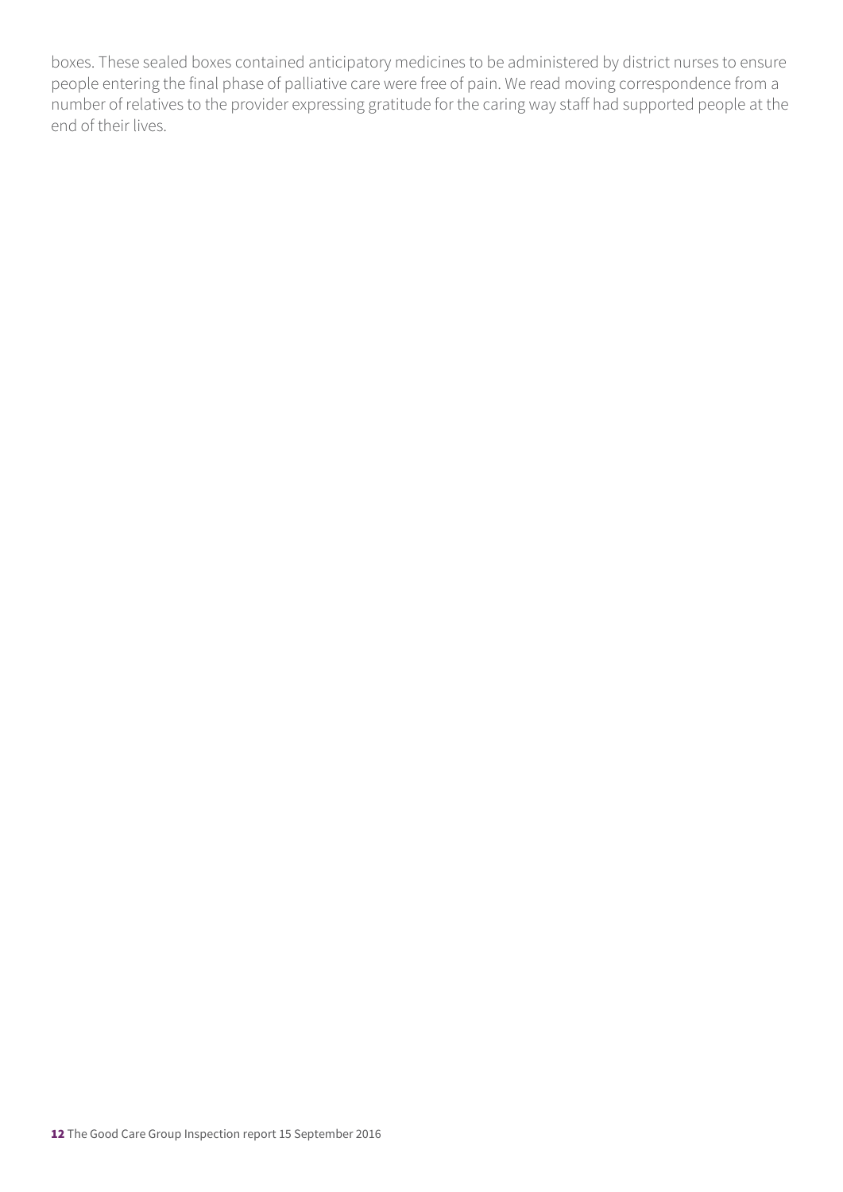boxes. These sealed boxes contained anticipatory medicines to be administered by district nurses to ensure people entering the final phase of palliative care were free of pain. We read moving correspondence from a number of relatives to the provider expressing gratitude for the caring way staff had supported people at the end of their lives.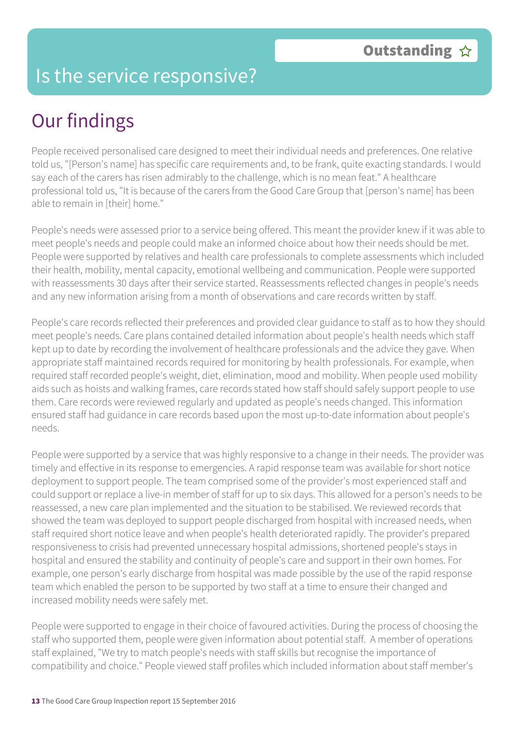# Is the service responsive?

**Outstanding** ☆

## Our findings

People received personalised care designed to meet their individual needs and preferences. One relative told us, "[Person's name] has specific care requirements and, to be frank, quite exacting standards. I would say each of the carers has risen admirably to the challenge, which is no mean feat." A healthcare professional told us, "It is because of the carers from the Good Care Group that [person's name] has been able to remain in [their] home."

People's needs were assessed prior to a service being offered. This meant the provider knew if it was able to meet people's needs and people could make an informed choice about how their needs should be met. People were supported by relatives and health care professionals to complete assessments which included their health, mobility, mental capacity, emotional wellbeing and communication. People were supported with reassessments 30 days after their service started. Reassessments reflected changes in people's needs and any new information arising from a month of observations and care records written by staff.

People's care records reflected their preferences and provided clear guidance to staff as to how they should meet people's needs. Care plans contained detailed information about people's health needs which staff kept up to date by recording the involvement of healthcare professionals and the advice they gave. When appropriate staff maintained records required for monitoring by health professionals. For example, when required staff recorded people's weight, diet, elimination, mood and mobility. When people used mobility aids such as hoists and walking frames, care records stated how staff should safely support people to use them. Care records were reviewed regularly and updated as people's needs changed. This information ensured staff had guidance in care records based upon the most up-to-date information about people's needs.

People were supported by a service that was highly responsive to a change in their needs. The provider was timely and effective in its response to emergencies. A rapid response team was available for short notice deployment to support people. The team comprised some of the provider's most experienced staff and could support or replace a live-in member of staff for up to six days. This allowed for a person's needs to be reassessed, a new care plan implemented and the situation to be stabilised. We reviewed records that showed the team was deployed to support people discharged from hospital with increased needs, when staff required short notice leave and when people's health deteriorated rapidly. The provider's prepared responsiveness to crisis had prevented unnecessary hospital admissions, shortened people's stays in hospital and ensured the stability and continuity of people's care and support in their own homes. For example, one person's early discharge from hospital was made possible by the use of the rapid response team which enabled the person to be supported by two staff at a time to ensure their changed and increased mobility needs were safely met.

People were supported to engage in their choice of favoured activities. During the process of choosing the staff who supported them, people were given information about potential staff. A member of operations staff explained, "We try to match people's needs with staff skills but recognise the importance of compatibility and choice." People viewed staff profiles which included information about staff member's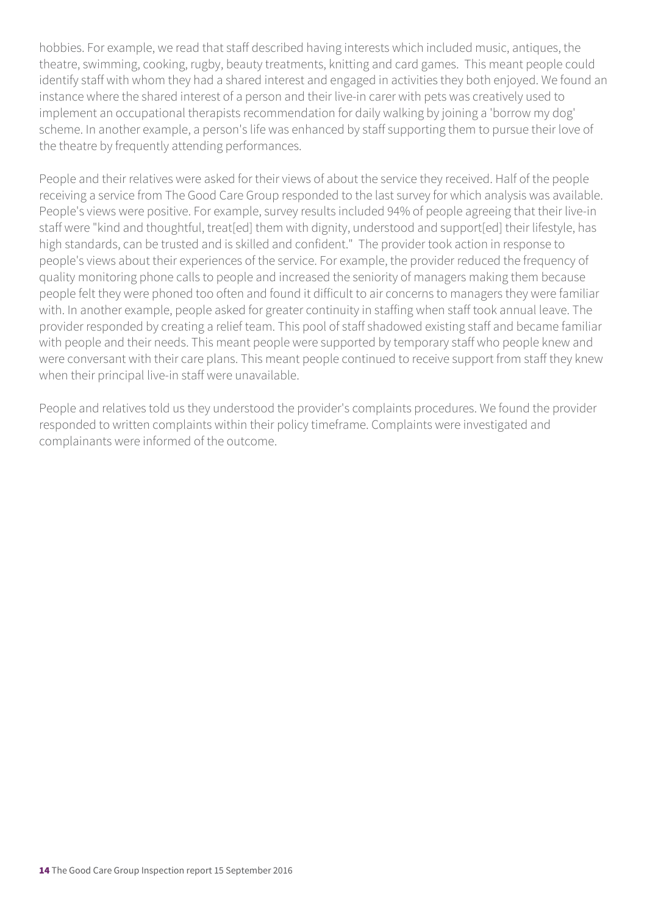hobbies. For example, we read that staff described having interests which included music, antiques, the theatre, swimming, cooking, rugby, beauty treatments, knitting and card games. This meant people could identify staff with whom they had a shared interest and engaged in activities they both enjoyed. We found an instance where the shared interest of a person and their live-in carer with pets was creatively used to implement an occupational therapists recommendation for daily walking by joining a 'borrow my dog' scheme. In another example, a person's life was enhanced by staff supporting them to pursue their love of the theatre by frequently attending performances.

People and their relatives were asked for their views of about the service they received. Half of the people receiving a service from The Good Care Group responded to the last survey for which analysis was available. People's views were positive. For example, survey results included 94% of people agreeing that their live-in staff were "kind and thoughtful, treat[ed] them with dignity, understood and support[ed] their lifestyle, has high standards, can be trusted and is skilled and confident." The provider took action in response to people's views about their experiences of the service. For example, the provider reduced the frequency of quality monitoring phone calls to people and increased the seniority of managers making them because people felt they were phoned too often and found it difficult to air concerns to managers they were familiar with. In another example, people asked for greater continuity in staffing when staff took annual leave. The provider responded by creating a relief team. This pool of staff shadowed existing staff and became familiar with people and their needs. This meant people were supported by temporary staff who people knew and were conversant with their care plans. This meant people continued to receive support from staff they knew when their principal live-in staff were unavailable.

People and relatives told us they understood the provider's complaints procedures. We found the provider responded to written complaints within their policy timeframe. Complaints were investigated and complainants were informed of the outcome.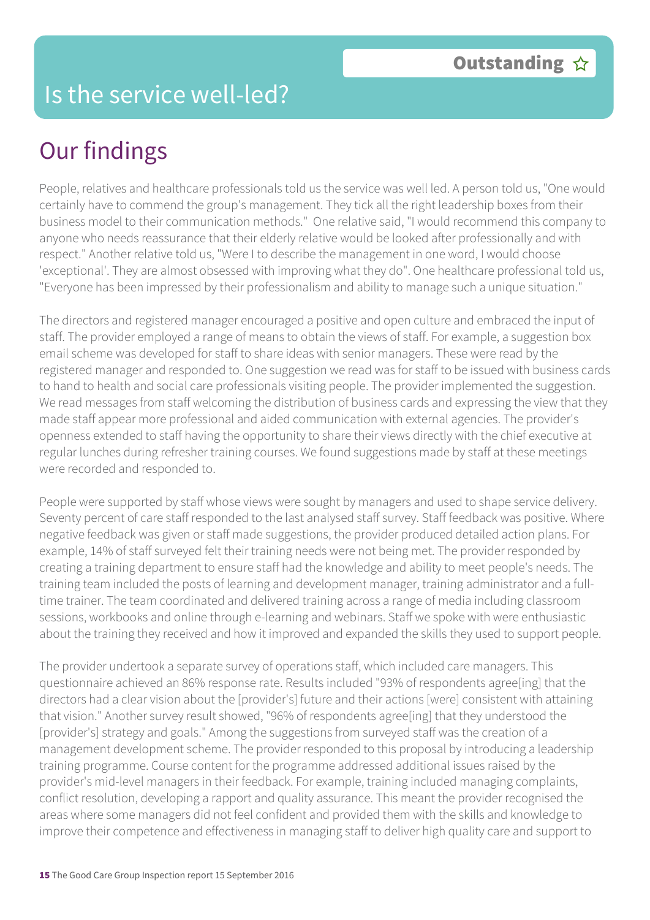# Is the service well-led?

**Outstanding** ☆

## Our findings

People, relatives and healthcare professionals told us the service was well led. A person told us, "One would certainly have to commend the group's management. They tick all the right leadership boxes from their business model to their communication methods." One relative said, "I would recommend this company to anyone who needs reassurance that their elderly relative would be looked after professionally and with respect." Another relative told us, "Were I to describe the management in one word, I would choose 'exceptional'. They are almost obsessed with improving what they do". One healthcare professional told us, "Everyone has been impressed by their professionalism and ability to manage such a unique situation."

The directors and registered manager encouraged a positive and open culture and embraced the input of staff. The provider employed a range of means to obtain the views of staff. For example, a suggestion box email scheme was developed for staff to share ideas with senior managers. These were read by the registered manager and responded to. One suggestion we read was for staff to be issued with business cards to hand to health and social care professionals visiting people. The provider implemented the suggestion. We read messages from staff welcoming the distribution of business cards and expressing the view that they made staff appear more professional and aided communication with external agencies. The provider's openness extended to staff having the opportunity to share their views directly with the chief executive at regular lunches during refresher training courses. We found suggestions made by staff at these meetings were recorded and responded to.

People were supported by staff whose views were sought by managers and used to shape service delivery. Seventy percent of care staff responded to the last analysed staff survey. Staff feedback was positive. Where negative feedback was given or staff made suggestions, the provider produced detailed action plans. For example, 14% of staff surveyed felt their training needs were not being met. The provider responded by creating a training department to ensure staff had the knowledge and ability to meet people's needs. The training team included the posts of learning and development manager, training administrator and a full-time trainer. The team coordinated and delivered training across a range of media including classroom sessions, workbooks and online through e-learning and webinars. Staff we spoke with were enthusiastic about the training they received and how it improved and expanded the skills they used to support people.

The provider undertook a separate survey of operations staff, which included care managers. This questionnaire achieved an 86% response rate. Results included "93% of respondents agree[ing] that the directors had a clear vision about the [provider's] future and their actions [were] consistent with attaining that vision." Another survey result showed, "96% of respondents agree[ing] that they understood the [provider's] strategy and goals." Among the suggestions from surveyed staff was the creation of a management development scheme. The provider responded to this proposal by introducing a leadership training programme. Course content for the programme addressed additional issues raised by the provider's mid-level managers in their feedback. For example, training included managing complaints, conflict resolution, developing a rapport and quality assurance. This meant the provider recognised the areas where some managers did not feel confident and provided them with the skills and knowledge to improve their competence and effectiveness in managing staff to deliver high quality care and support to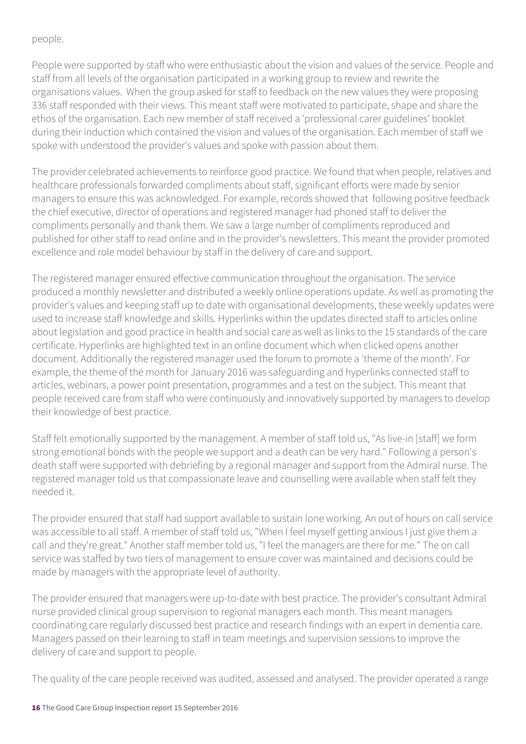people.

People were supported by staff who were enthusiastic about the vision and values of the service. People and staff from all levels of the organisation participated in a working group to review and rewrite the organisations values. When the group asked for staff to feedback on the new values they were proposing 336 staff responded with their views. This meant staff were motivated to participate, shape and share the ethos of the organisation. Each new member of staff received a 'professional carer guidelines' booklet during their induction which contained the vision and values of the organisation. Each member of staff we spoke with understood the provider's values and spoke with passion about them.

The provider celebrated achievements to reinforce good practice. We found that when people, relatives and healthcare professionals forwarded compliments about staff, significant efforts were made by senior managers to ensure this was acknowledged. For example, records showed that following positive feedback the chief executive, director of operations and registered manager had phoned staff to deliver the compliments personally and thank them. We saw a large number of compliments reproduced and published for other staff to read online and in the provider's newsletters. This meant the provider promoted excellence and role model behaviour by staff in the delivery of care and support.

The registered manager ensured effective communication throughout the organisation. The service produced a monthly newsletter and distributed a weekly online operations update. As well as promoting the provider's values and keeping staff up to date with organisational developments, these weekly updates were used to increase staff knowledge and skills. Hyperlinks within the updates directed staff to articles online about legislation and good practice in health and social care as well as links to the 15 standards of the care certificate. Hyperlinks are highlighted text in an online document which when clicked opens another document. Additionally the registered manager used the forum to promote a 'theme of the month'. For example, the theme of the month for January 2016 was safeguarding and hyperlinks connected staff to articles, webinars, a power point presentation, programmes and a test on the subject. This meant that people received care from staff who were continuously and innovatively supported by managers to develop their knowledge of best practice.

Staff felt emotionally supported by the management. A member of staff told us, "As live-in [staff] we form strong emotional bonds with the people we support and a death can be very hard." Following a person's death staff were supported with debriefing by a regional manager and support from the Admiral nurse. The registered manager told us that compassionate leave and counselling were available when staff felt they needed it.

The provider ensured that staff had support available to sustain lone working. An out of hours on call service was accessible to all staff. A member of staff told us, "When I feel myself getting anxious I just give them a call and they're great." Another staff member told us, "I feel the managers are there for me." The on call service was staffed by two tiers of management to ensure cover was maintained and decisions could be made by managers with the appropriate level of authority.

The provider ensured that managers were up-to-date with best practice. The provider's consultant Admiral nurse provided clinical group supervision to regional managers each month. This meant managers coordinating care regularly discussed best practice and research findings with an expert in dementia care. Managers passed on their learning to staff in team meetings and supervision sessions to improve the delivery of care and support to people.

The quality of the care people received was audited, assessed and analysed. The provider operated a range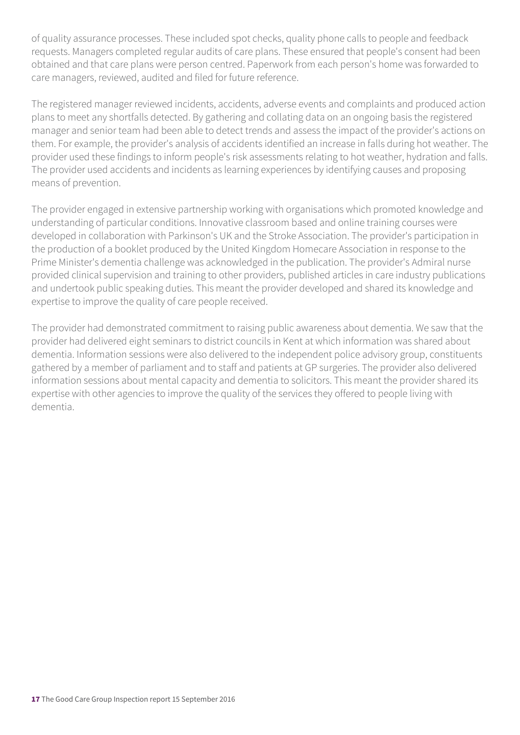of quality assurance processes. These included spot checks, quality phone calls to people and feedback requests. Managers completed regular audits of care plans. These ensured that people's consent had been obtained and that care plans were person centred. Paperwork from each person's home was forwarded to care managers, reviewed, audited and filed for future reference.

The registered manager reviewed incidents, accidents, adverse events and complaints and produced action plans to meet any shortfalls detected. By gathering and collating data on an ongoing basis the registered manager and senior team had been able to detect trends and assess the impact of the provider's actions on them. For example, the provider's analysis of accidents identified an increase in falls during hot weather. The provider used these findings to inform people's risk assessments relating to hot weather, hydration and falls. The provider used accidents and incidents as learning experiences by identifying causes and proposing means of prevention.

The provider engaged in extensive partnership working with organisations which promoted knowledge and understanding of particular conditions. Innovative classroom based and online training courses were developed in collaboration with Parkinson's UK and the Stroke Association. The provider's participation in the production of a booklet produced by the United Kingdom Homecare Association in response to the Prime Minister's dementia challenge was acknowledged in the publication. The provider's Admiral nurse provided clinical supervision and training to other providers, published articles in care industry publications and undertook public speaking duties. This meant the provider developed and shared its knowledge and expertise to improve the quality of care people received.

The provider had demonstrated commitment to raising public awareness about dementia. We saw that the provider had delivered eight seminars to district councils in Kent at which information was shared about dementia. Information sessions were also delivered to the independent police advisory group, constituents gathered by a member of parliament and to staff and patients at GP surgeries. The provider also delivered information sessions about mental capacity and dementia to solicitors. This meant the provider shared its expertise with other agencies to improve the quality of the services they offered to people living with dementia.